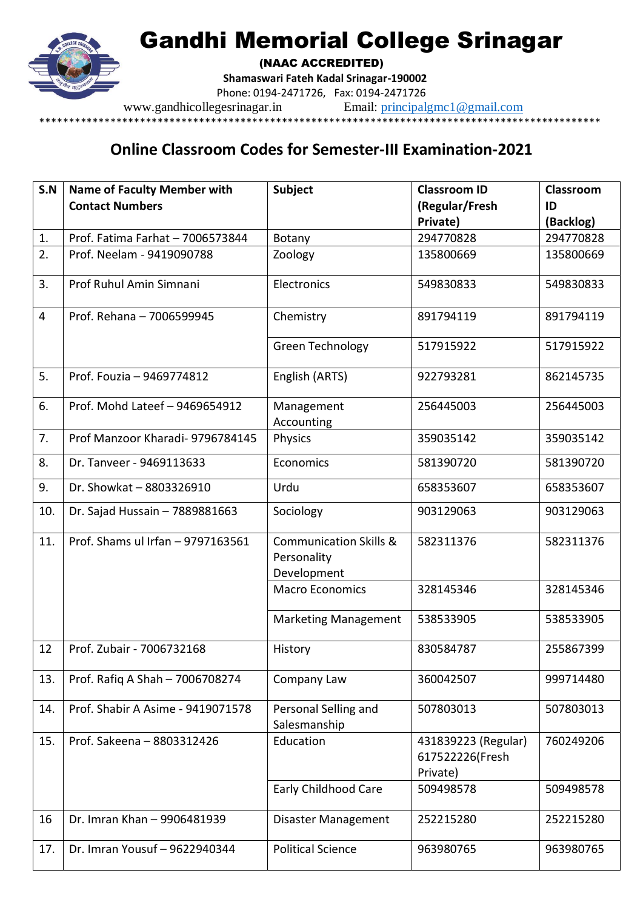# Gandhi Memorial College Srinagar

**(NAAC ACCREDITED)**

**Shamaswari Fateh Kadal Srinagar-190002**

Phone: 0194-2471726, Fax: 0194-2471726

www.gandhicollegesrinagar.in Email: principalgmc1@gmail.com

## Online Classroom Codes for Semester-III Examination-2021

| S.N | Name of Faculty Member with Contact Numbers | Subject | Classroom ID (Regular/Fresh Private) | Classroom ID (Backlog) |
|---|---|---|---|---|
| 1. | Prof. Fatima Farhat – 7006573844 | Botany | 294770828 | 294770828 |
| 2. | Prof. Neelam - 9419090788 | Zoology | 135800669 | 135800669 |
| 3. | Prof Ruhul Amin Simnani | Electronics | 549830833 | 549830833 |
| 4 | Prof. Rehana – 7006599945 | Chemistry | 891794119 | 891794119 |
| | | Green Technology | 517915922 | 517915922 |
| 5. | Prof. Fouzia – 9469774812 | English (ARTS) | 922793281 | 862145735 |
| 6. | Prof. Mohd Lateef – 9469654912 | Management Accounting | 256445003 | 256445003 |
| 7. | Prof Manzoor Kharadi- 9796784145 | Physics | 359035142 | 359035142 |
| 8. | Dr. Tanveer - 9469113633 | Economics | 581390720 | 581390720 |
| 9. | Dr. Showkat – 8803326910 | Urdu | 658353607 | 658353607 |
| 10. | Dr. Sajad Hussain – 7889881663 | Sociology | 903129063 | 903129063 |
| 11. | Prof. Shams ul Irfan – 9797163561 | Communication Skills & Personality Development | 582311376 | 582311376 |
| | | Macro Economics | 328145346 | 328145346 |
| | | Marketing Management | 538533905 | 538533905 |
| 12 | Prof. Zubair - 7006732168 | History | 830584787 | 255867399 |
| 13. | Prof. Rafiq A Shah – 7006708274 | Company Law | 360042507 | 999714480 |
| 14. | Prof. Shabir A Asime - 9419071578 | Personal Selling and Salesmanship | 507803013 | 507803013 |
| 15. | Prof. Sakeena – 8803312426 | Education | 431839223 (Regular) 617522226(Fresh Private) | 760249206 |
| | | Early Childhood Care | 509498578 | 509498578 |
| 16 | Dr. Imran Khan – 9906481939 | Disaster Management | 252215280 | 252215280 |
| 17. | Dr. Imran Yousuf – 9622940344 | Political Science | 963980765 | 963980765 |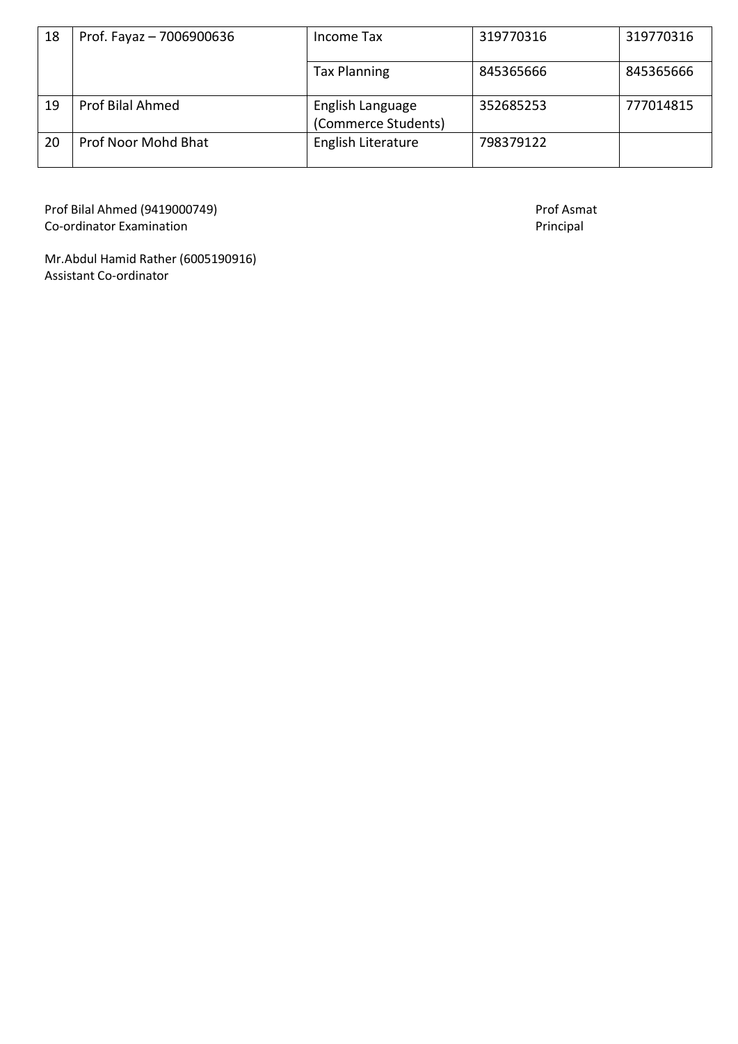| | | | | |
|---|---|---|---|---|
| 18 | Prof. Fayaz – 7006900636 | Income Tax | 319770316 | 319770316 |
| | | Tax Planning | 845365666 | 845365666 |
| 19 | Prof Bilal Ahmed | English Language (Commerce Students) | 352685253 | 777014815 |
| 20 | Prof Noor Mohd Bhat | English Literature | 798379122 | |

Prof Bilal Ahmed (9419000749)
Co-ordinator Examination

Prof Asmat
Principal

Mr.Abdul Hamid Rather (6005190916)
Assistant Co-ordinator